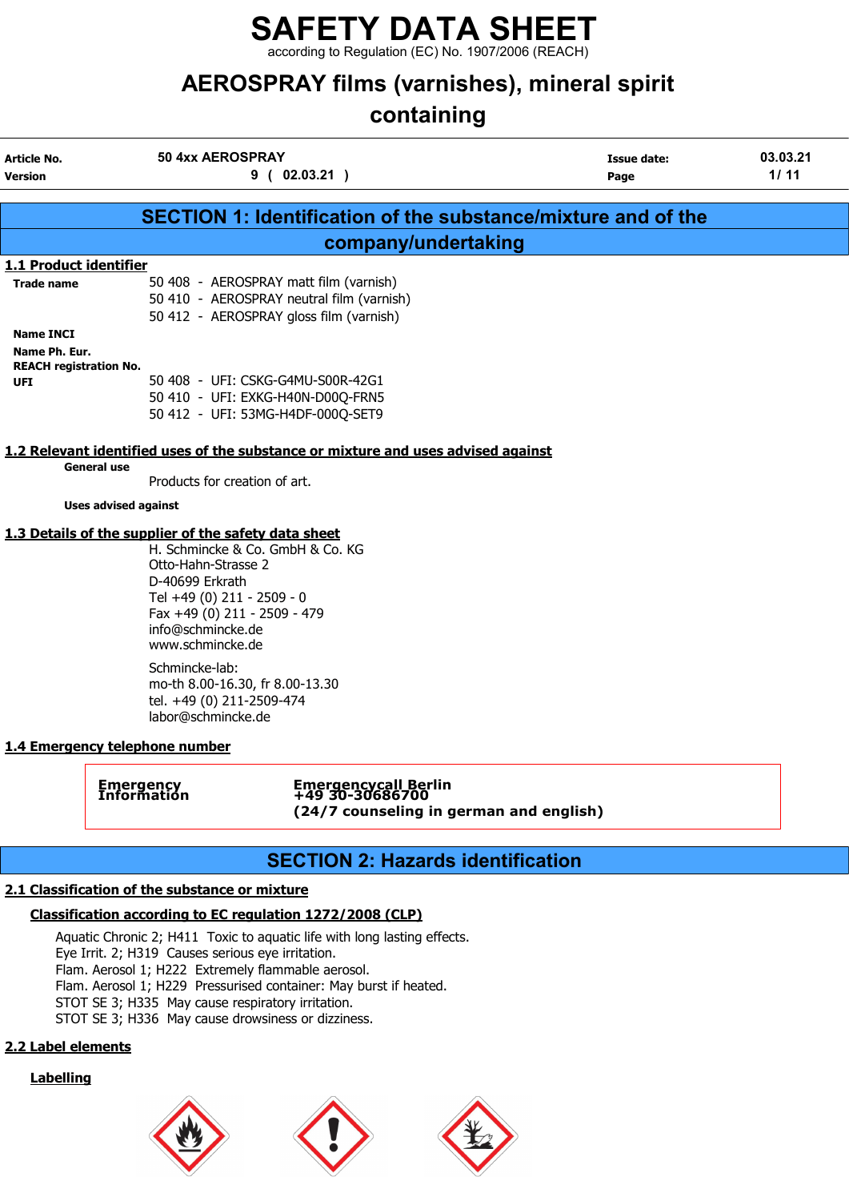# SAFETY DATA SHEET

according to Regulation (EC) No. 1907/2006 (REACH)

# AEROSPRAY films (varnishes), mineral spirit containing

| | | | |
|---|---|---|---|
| **Article No.** | 50 4xx AEROSPRAY | **Issue date:** | 03.03.21 |
| **Version** | 9 ( 02.03.21 ) | **Page** | 1/ 11 |

## SECTION 1: Identification of the substance/mixture and of the company/undertaking

### 1.1 Product identifier

**Trade name**
50 408 - AEROSPRAY matt film (varnish)
50 410 - AEROSPRAY neutral film (varnish)
50 412 - AEROSPRAY gloss film (varnish)

**Name INCI**

**Name Ph. Eur.**

**REACH registration No.**

**UFI**
50 408 - UFI: CSKG-G4MU-S00R-42G1
50 410 - UFI: EXKG-H40N-D00Q-FRN5
50 412 - UFI: 53MG-H4DF-000Q-SET9

### 1.2 Relevant identified uses of the substance or mixture and uses advised against

**General use**

Products for creation of art.

**Uses advised against**

### 1.3 Details of the supplier of the safety data sheet

H. Schmincke & Co. GmbH & Co. KG
Otto-Hahn-Strasse 2
D-40699 Erkrath
Tel +49 (0) 211 - 2509 - 0
Fax +49 (0) 211 - 2509 - 479
info@schmincke.de
www.schmincke.de

Schmincke-lab:
mo-th 8.00-16.30, fr 8.00-13.30
tel. +49 (0) 211-2509-474
labor@schmincke.de

### 1.4 Emergency telephone number

| | |
|---|---|
| **Emergency Information** | **Emergencycall Berlin**<br>**+49 30-30686700**<br>**(24/7 counseling in german and english)** |

## SECTION 2: Hazards identification

### 2.1 Classification of the substance or mixture

#### Classification according to EC regulation 1272/2008 (CLP)

Aquatic Chronic 2; H411 Toxic to aquatic life with long lasting effects.
Eye Irrit. 2; H319 Causes serious eye irritation.
Flam. Aerosol 1; H222 Extremely flammable aerosol.
Flam. Aerosol 1; H229 Pressurised container: May burst if heated.
STOT SE 3; H335 May cause respiratory irritation.
STOT SE 3; H336 May cause drowsiness or dizziness.

### 2.2 Label elements

#### Labelling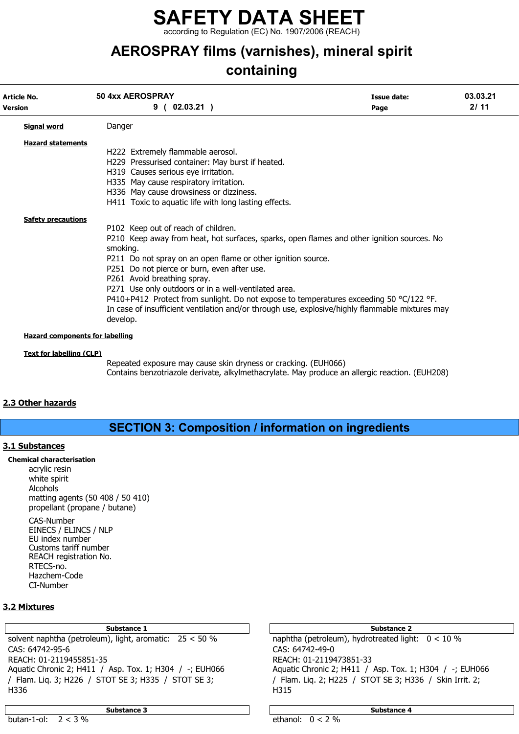**Signal word** Danger

**Hazard statements**

H222 Extremely flammable aerosol.
H229 Pressurised container: May burst if heated.
H319 Causes serious eye irritation.
H335 May cause respiratory irritation.
H336 May cause drowsiness or dizziness.
H411 Toxic to aquatic life with long lasting effects.

**Safety precautions**

P102 Keep out of reach of children.
P210 Keep away from heat, hot surfaces, sparks, open flames and other ignition sources. No smoking.
P211 Do not spray on an open flame or other ignition source.
P251 Do not pierce or burn, even after use.
P261 Avoid breathing spray.
P271 Use only outdoors or in a well-ventilated area.
P410+P412 Protect from sunlight. Do not expose to temperatures exceeding 50 °C/122 °F.
In case of insufficient ventilation and/or through use, explosive/highly flammable mixtures may develop.

**Hazard components for labelling**

**Text for labelling (CLP)**

Repeated exposure may cause skin dryness or cracking. (EUH066)
Contains benzotriazole derivate, alkylmethacrylate. May produce an allergic reaction. (EUH208)

## 2.3 Other hazards

# SECTION 3: Composition / information on ingredients

## 3.1 Substances

**Chemical characterisation**

acrylic resin
white spirit
Alcohols
matting agents (50 408 / 50 410)
propellant (propane / butane)

CAS-Number
EINECS / ELINCS / NLP
EU index number
Customs tariff number
REACH registration No.
RTECS-no.
Hazchem-Code
CI-Number

## 3.2 Mixtures

| Substance 1 |
|---|
| solvent naphtha (petroleum), light, aromatic: 25 < 50 %<br>CAS: 64742-95-6<br>REACH: 01-2119455851-35<br>Aquatic Chronic 2; H411 / Asp. Tox. 1; H304 / -; EUH066 / Flam. Liq. 3; H226 / STOT SE 3; H335 / STOT SE 3; H336 |

| Substance 2 |
|---|
| naphtha (petroleum), hydrotreated light: 0 < 10 %<br>CAS: 64742-49-0<br>REACH: 01-2119473851-33<br>Aquatic Chronic 2; H411 / Asp. Tox. 1; H304 / -; EUH066 / Flam. Liq. 2; H225 / STOT SE 3; H336 / Skin Irrit. 2; H315 |

| Substance 3 |
|---|
| butan-1-ol: 2 < 3 % |

| Substance 4 |
|---|
| ethanol: 0 < 2 % |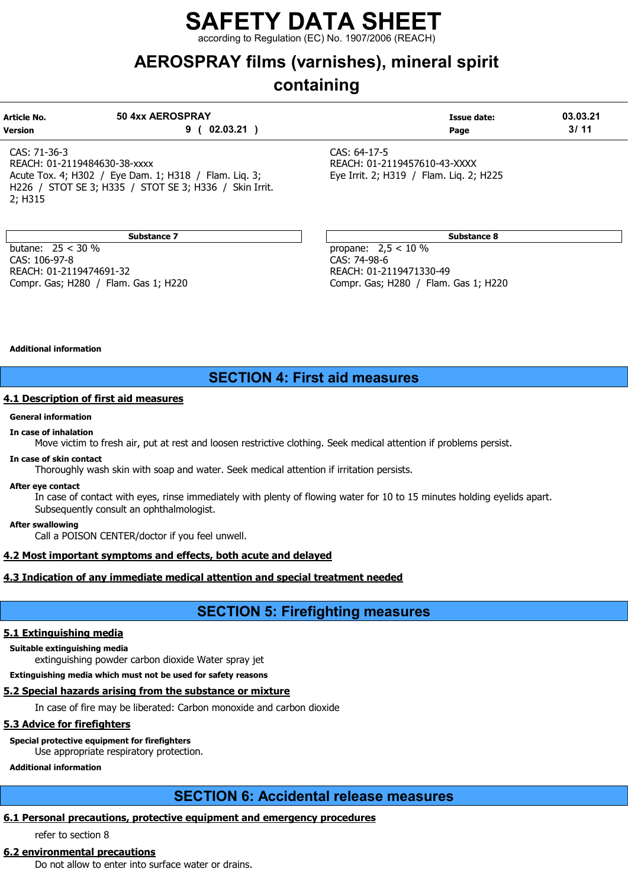| | |
|---|---|
| CAS: 71-36-3<br>REACH: 01-2119484630-38-xxxx<br>Acute Tox. 4; H302 / Eye Dam. 1; H318 / Flam. Liq. 3; H226 / STOT SE 3; H335 / STOT SE 3; H336 / Skin Irrit. 2; H315 | CAS: 64-17-5<br>REACH: 01-2119457610-43-XXXX<br>Eye Irrit. 2; H319 / Flam. Liq. 2; H225 |

| Substance 7 | Substance 8 |
|---|---|
| butane: 25 < 30 %<br>CAS: 106-97-8<br>REACH: 01-2119474691-32<br>Compr. Gas; H280 / Flam. Gas 1; H220 | propane: 2,5 < 10 %<br>CAS: 74-98-6<br>REACH: 01-2119471330-49<br>Compr. Gas; H280 / Flam. Gas 1; H220 |

**Additional information**

# SECTION 4: First aid measures

## 4.1 Description of first aid measures

**General information**

**In case of inhalation**

Move victim to fresh air, put at rest and loosen restrictive clothing. Seek medical attention if problems persist.

**In case of skin contact**

Thoroughly wash skin with soap and water. Seek medical attention if irritation persists.

**After eye contact**

In case of contact with eyes, rinse immediately with plenty of flowing water for 10 to 15 minutes holding eyelids apart. Subsequently consult an ophthalmologist.

**After swallowing**

Call a POISON CENTER/doctor if you feel unwell.

## 4.2 Most important symptoms and effects, both acute and delayed

## 4.3 Indication of any immediate medical attention and special treatment needed

# SECTION 5: Firefighting measures

## 5.1 Extinguishing media

**Suitable extinguishing media**

extinguishing powder carbon dioxide Water spray jet

**Extinguishing media which must not be used for safety reasons**

## 5.2 Special hazards arising from the substance or mixture

In case of fire may be liberated: Carbon monoxide and carbon dioxide

## 5.3 Advice for firefighters

**Special protective equipment for firefighters**

Use appropriate respiratory protection.

**Additional information**

# SECTION 6: Accidental release measures

## 6.1 Personal precautions, protective equipment and emergency procedures

refer to section 8

## 6.2 environmental precautions

Do not allow to enter into surface water or drains.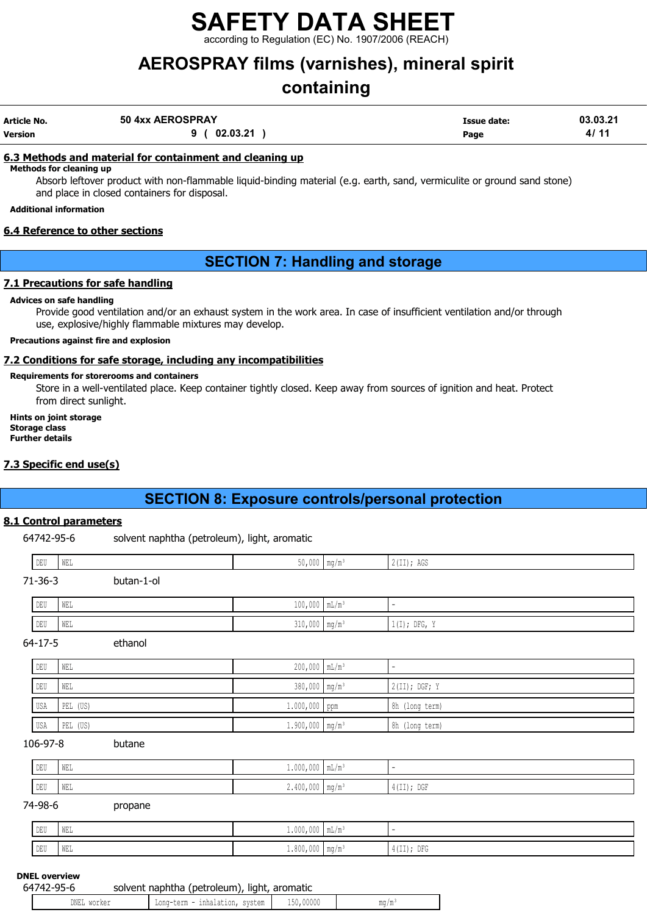### 6.3 Methods and material for containment and cleaning up

**Methods for cleaning up**

Absorb leftover product with non-flammable liquid-binding material (e.g. earth, sand, vermiculite or ground sand stone) and place in closed containers for disposal.

**Additional information**

### 6.4 Reference to other sections

## SECTION 7: Handling and storage

### 7.1 Precautions for safe handling

**Advices on safe handling**

Provide good ventilation and/or an exhaust system in the work area. In case of insufficient ventilation and/or through use, explosive/highly flammable mixtures may develop.

**Precautions against fire and explosion**

### 7.2 Conditions for safe storage, including any incompatibilities

**Requirements for storerooms and containers**

Store in a well-ventilated place. Keep container tightly closed. Keep away from sources of ignition and heat. Protect from direct sunlight.

**Hints on joint storage**
**Storage class**
**Further details**

### 7.3 Specific end use(s)

## SECTION 8: Exposure controls/personal protection

### 8.1 Control parameters

64742-95-6 solvent naphtha (petroleum), light, aromatic

| | | | | |
|---|---|---|---|---|
| DEU | WEL | 50,000 | mg/m³ | 2(II); AGS |

71-36-3 butan-1-ol

| | | | | |
|---|---|---|---|---|
| DEU | WEL | 100,000 | mL/m³ | - |
| DEU | WEL | 310,000 | mg/m³ | 1(I); DFG, Y |

64-17-5 ethanol

| | | | | |
|---|---|---|---|---|
| DEU | WEL | 200,000 | mL/m³ | - |
| DEU | WEL | 380,000 | mg/m³ | 2(II); DGF; Y |
| USA | PEL (US) | 1.000,000 | ppm | 8h (long term) |
| USA | PEL (US) | 1.900,000 | mg/m³ | 8h (long term) |

106-97-8 butane

| | | | | |
|---|---|---|---|---|
| DEU | WEL | 1.000,000 | mL/m³ | - |
| DEU | WEL | 2.400,000 | mg/m³ | 4(II); DGF |

74-98-6 propane

| | | | | |
|---|---|---|---|---|
| DEU | WEL | 1.000,000 | mL/m³ | - |
| DEU | WEL | 1.800,000 | mg/m³ | 4(II); DFG |

**DNEL overview**

64742-95-6 solvent naphtha (petroleum), light, aromatic

| | | | |
|---|---|---|---|
| DNEL worker | Long-term - inhalation, system | 150,00000 | mg/m³ |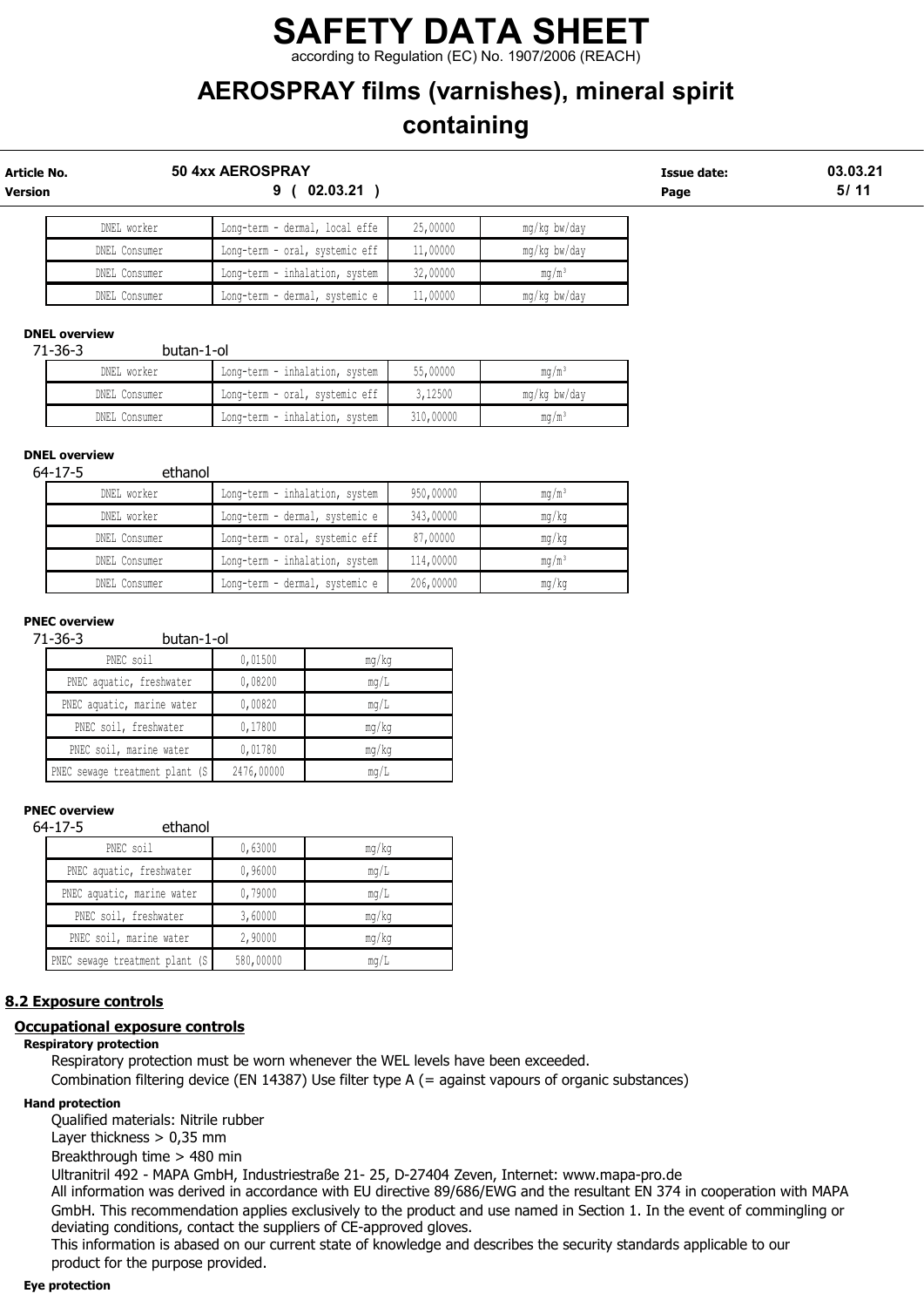| | | | |
|---|---|---|---|
| DNEL worker | Long-term - dermal, local effe | 25,00000 | mg/kg bw/day |
| DNEL Consumer | Long-term - oral, systemic eff | 11,00000 | mg/kg bw/day |
| DNEL Consumer | Long-term - inhalation, system | 32,00000 | mg/m³ |
| DNEL Consumer | Long-term - dermal, systemic e | 11,00000 | mg/kg bw/day |

**DNEL overview**

71-36-3 butan-1-ol

| | | | |
|---|---|---|---|
| DNEL worker | Long-term - inhalation, system | 55,00000 | mg/m³ |
| DNEL Consumer | Long-term - oral, systemic eff | 3,12500 | mg/kg bw/day |
| DNEL Consumer | Long-term - inhalation, system | 310,00000 | mg/m³ |

**DNEL overview**

64-17-5 ethanol

| | | | |
|---|---|---|---|
| DNEL worker | Long-term - inhalation, system | 950,00000 | mg/m³ |
| DNEL worker | Long-term - dermal, systemic e | 343,00000 | mg/kg |
| DNEL Consumer | Long-term - oral, systemic eff | 87,00000 | mg/kg |
| DNEL Consumer | Long-term - inhalation, system | 114,00000 | mg/m³ |
| DNEL Consumer | Long-term - dermal, systemic e | 206,00000 | mg/kg |

**PNEC overview**

71-36-3 butan-1-ol

| | | |
|---|---|---|
| PNEC soil | 0,01500 | mg/kg |
| PNEC aquatic, freshwater | 0,08200 | mg/L |
| PNEC aquatic, marine water | 0,00820 | mg/L |
| PNEC soil, freshwater | 0,17800 | mg/kg |
| PNEC soil, marine water | 0,01780 | mg/kg |
| PNEC sewage treatment plant (S | 2476,00000 | mg/L |

**PNEC overview**

64-17-5 ethanol

| | | |
|---|---|---|
| PNEC soil | 0,63000 | mg/kg |
| PNEC aquatic, freshwater | 0,96000 | mg/L |
| PNEC aquatic, marine water | 0,79000 | mg/L |
| PNEC soil, freshwater | 3,60000 | mg/kg |
| PNEC soil, marine water | 2,90000 | mg/kg |
| PNEC sewage treatment plant (S | 580,00000 | mg/L |

## 8.2 Exposure controls

### Occupational exposure controls

**Respiratory protection**

Respiratory protection must be worn whenever the WEL levels have been exceeded.

Combination filtering device (EN 14387) Use filter type A (= against vapours of organic substances)

**Hand protection**

Qualified materials: Nitrile rubber

Layer thickness > 0,35 mm

Breakthrough time > 480 min

Ultranitril 492 - MAPA GmbH, Industriestraße 21- 25, D-27404 Zeven, Internet: www.mapa-pro.de

All information was derived in accordance with EU directive 89/686/EWG and the resultant EN 374 in cooperation with MAPA GmbH. This recommendation applies exclusively to the product and use named in Section 1. In the event of commingling or deviating conditions, contact the suppliers of CE-approved gloves.

This information is abased on our current state of knowledge and describes the security standards applicable to our product for the purpose provided.

**Eye protection**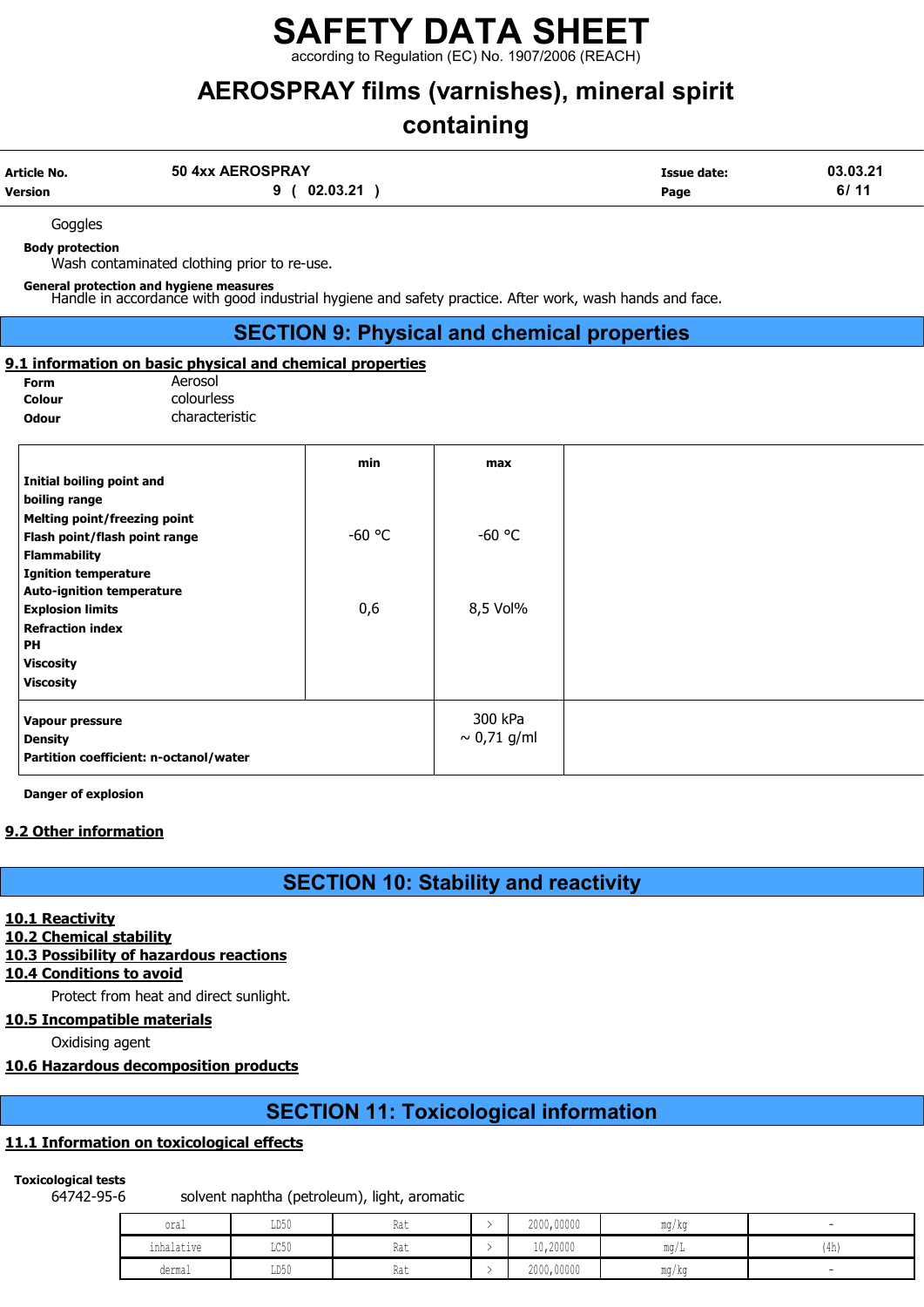Goggles

**Body protection**

Wash contaminated clothing prior to re-use.

**General protection and hygiene measures**

Handle in accordance with good industrial hygiene and safety practice. After work, wash hands and face.

## SECTION 9: Physical and chemical properties

### 9.1 information on basic physical and chemical properties

**Form** Aerosol

**Colour** colourless

**Odour** characteristic

| | min | max | |
|---|---|---|---|
| **Initial boiling point and boiling range** | | | |
| **Melting point/freezing point** | | | |
| **Flash point/flash point range** | -60 °C | -60 °C | |
| **Flammability** | | | |
| **Ignition temperature** | | | |
| **Auto-ignition temperature** | | | |
| **Explosion limits** | 0,6 | 8,5 Vol% | |
| **Refraction index** | | | |
| **PH** | | | |
| **Viscosity** | | | |
| **Viscosity** | | | |
| **Vapour pressure** | | 300 kPa | |
| **Density** | | ~ 0,71 g/ml | |
| **Partition coefficient: n-octanol/water** | | | |

**Danger of explosion**

### 9.2 Other information

## SECTION 10: Stability and reactivity

### 10.1 Reactivity

### 10.2 Chemical stability

### 10.3 Possibility of hazardous reactions

### 10.4 Conditions to avoid

Protect from heat and direct sunlight.

### 10.5 Incompatible materials

Oxidising agent

### 10.6 Hazardous decomposition products

## SECTION 11: Toxicological information

### 11.1 Information on toxicological effects

**Toxicological tests**

64742-95-6 solvent naphtha (petroleum), light, aromatic

| | | | | | | |
|---|---|---|---|---|---|---|
| oral | LD50 | Rat | > | 2000,00000 | mg/kg | - |
| inhalative | LC50 | Rat | > | 10,20000 | mg/L | (4h) |
| dermal | LD50 | Rat | > | 2000,00000 | mg/kg | - |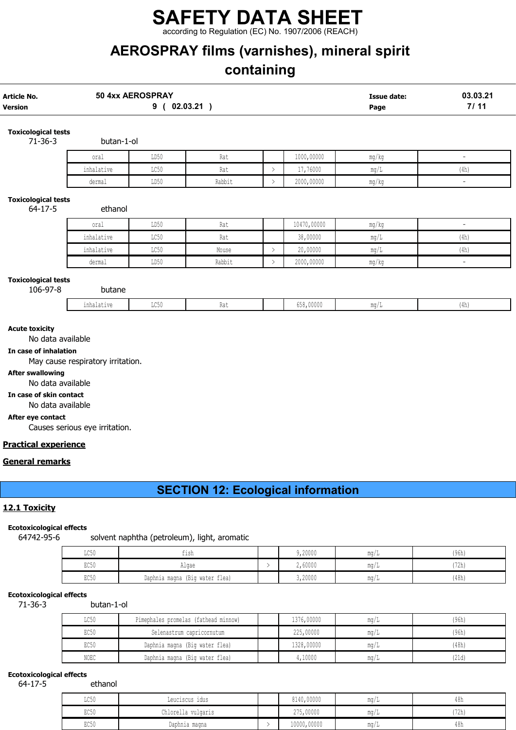**Toxicological tests**

71-36-3 butan-1-ol

| | | | | | | |
|---|---|---|---|---|---|---|
| oral | LD50 | Rat | | 1000,00000 | mg/kg | - |
| inhalative | LC50 | Rat | > | 17,76000 | mg/L | (4h) |
| dermal | LD50 | Rabbit | > | 2000,00000 | mg/kg | - |

**Toxicological tests**

64-17-5 ethanol

| | | | | | | |
|---|---|---|---|---|---|---|
| oral | LD50 | Rat | | 10470,00000 | mg/kg | - |
| inhalative | LC50 | Rat | | 38,00000 | mg/L | (4h) |
| inhalative | LC50 | Mouse | > | 20,00000 | mg/L | (4h) |
| dermal | LD50 | Rabbit | > | 2000,00000 | mg/kg | - |

**Toxicological tests**

106-97-8 butane

| | | | | | | |
|---|---|---|---|---|---|---|
| inhalative | LC50 | Rat | | 658,00000 | mg/L | (4h) |

**Acute toxicity**

No data available

**In case of inhalation**

May cause respiratory irritation.

**After swallowing**

No data available

**In case of skin contact**

No data available

**After eye contact**

Causes serious eye irritation.

**Practical experience**

**General remarks**

## SECTION 12: Ecological information

### 12.1 Toxicity

**Ecotoxicological effects**

64742-95-6 solvent naphtha (petroleum), light, aromatic

| | | | | | |
|---|---|---|---|---|---|
| LC50 | fish | | 9,20000 | mg/L | (96h) |
| EC50 | Algae | > | 2,60000 | mg/L | (72h) |
| EC50 | Daphnia magna (Big water flea) | | 3,20000 | mg/L | (48h) |

**Ecotoxicological effects**

71-36-3 butan-1-ol

| | | | | | |
|---|---|---|---|---|---|
| LC50 | Pimephales promelas (fathead minnow) | | 1376,00000 | mg/L | (96h) |
| EC50 | Selenastrum capricornutum | | 225,00000 | mg/L | (96h) |
| EC50 | Daphnia magna (Big water flea) | | 1328,00000 | mg/L | (48h) |
| NOEC | Daphnia magna (Big water flea) | | 4,10000 | mg/L | (21d) |

**Ecotoxicological effects**

64-17-5 ethanol

| | | | | | |
|---|---|---|---|---|---|
| LC50 | Leuciscus idus | | 8140,00000 | mg/L | 48h |
| EC50 | Chlorella vulgaris | | 275,00000 | mg/L | (72h) |
| EC50 | Daphnia magna | > | 10000,00000 | mg/L | 48h |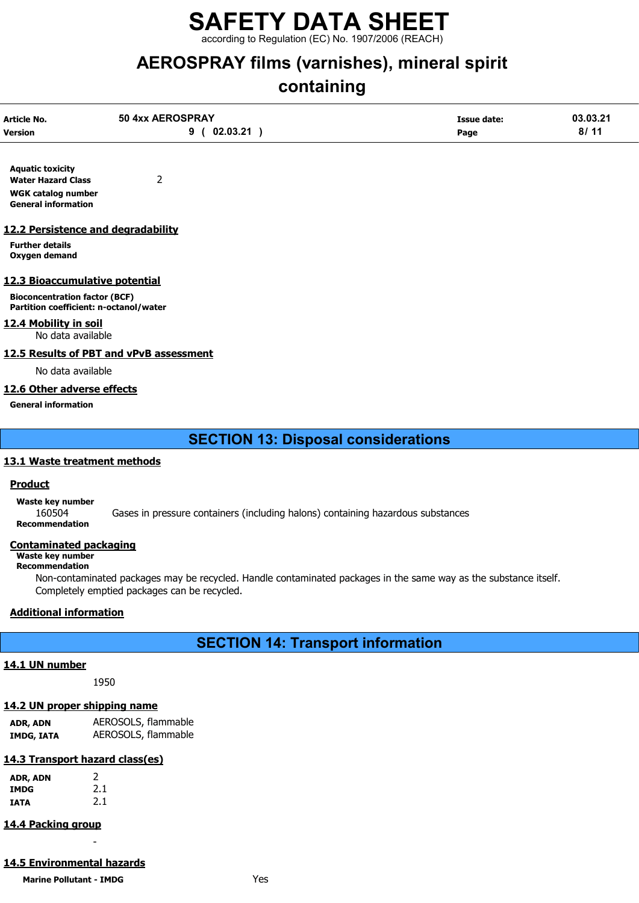**Aquatic toxicity**

**Water Hazard Class** 2

**WGK catalog number**

**General information**

## 12.2 Persistence and degradability

**Further details**

**Oxygen demand**

## 12.3 Bioaccumulative potential

**Bioconcentration factor (BCF)**

**Partition coefficient: n-octanol/water**

## 12.4 Mobility in soil

No data available

## 12.5 Results of PBT and vPvB assessment

No data available

## 12.6 Other adverse effects

**General information**

# SECTION 13: Disposal considerations

## 13.1 Waste treatment methods

### Product

**Waste key number**

160504 Gases in pressure containers (including halons) containing hazardous substances

**Recommendation**

### Contaminated packaging

**Waste key number**

**Recommendation**

Non-contaminated packages may be recycled. Handle contaminated packages in the same way as the substance itself. Completely emptied packages can be recycled.

### Additional information

# SECTION 14: Transport information

## 14.1 UN number

1950

## 14.2 UN proper shipping name

| | |
|---|---|
| **ADR, ADN** | AEROSOLS, flammable |
| **IMDG, IATA** | AEROSOLS, flammable |

## 14.3 Transport hazard class(es)

| | |
|---|---|
| **ADR, ADN** | 2 |
| **IMDG** | 2.1 |
| **IATA** | 2.1 |

## 14.4 Packing group

-

## 14.5 Environmental hazards

**Marine Pollutant - IMDG** Yes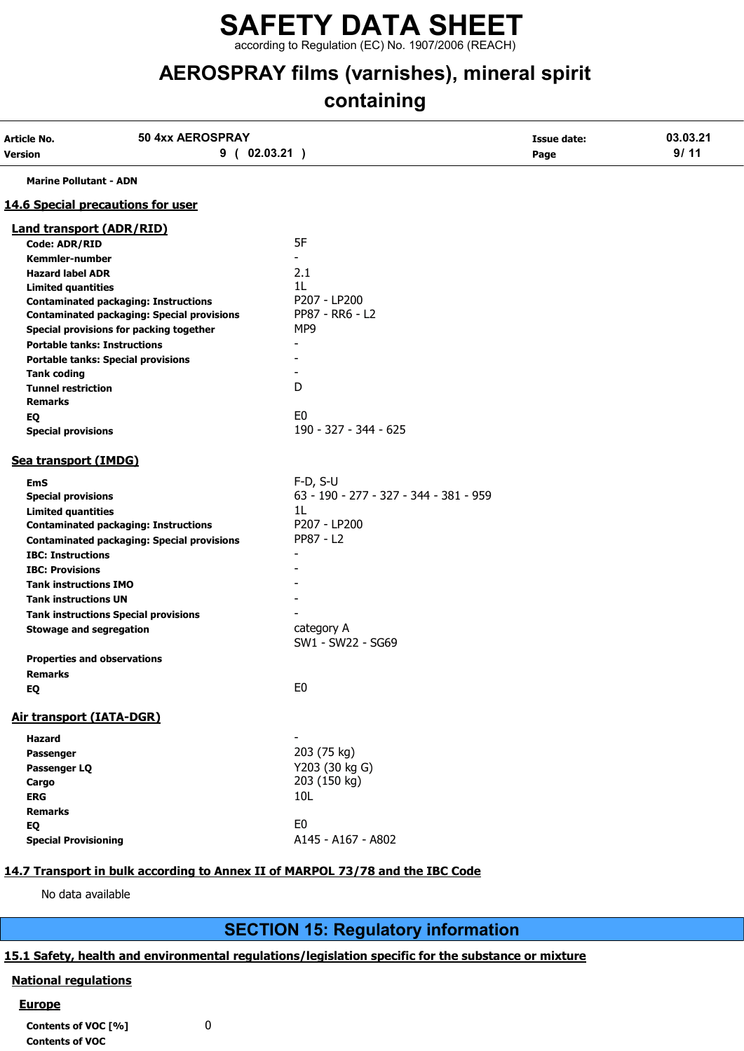**Marine Pollutant - ADN**

## 14.6 Special precautions for user

### Land transport (ADR/RID)

| | |
|---|---|
| **Code: ADR/RID** | 5F |
| **Kemmler-number** | - |
| **Hazard label ADR** | 2.1 |
| **Limited quantities** | 1L |
| **Contaminated packaging: Instructions** | P207 - LP200 |
| **Contaminated packaging: Special provisions** | PP87 - RR6 - L2 |
| **Special provisions for packing together** | MP9 |
| **Portable tanks: Instructions** | - |
| **Portable tanks: Special provisions** | - |
| **Tank coding** | - |
| **Tunnel restriction** | D |
| **Remarks** | |
| **EQ** | E0 |
| **Special provisions** | 190 - 327 - 344 - 625 |

### Sea transport (IMDG)

| | |
|---|---|
| **EmS** | F-D, S-U |
| **Special provisions** | 63 - 190 - 277 - 327 - 344 - 381 - 959 |
| **Limited quantities** | 1L |
| **Contaminated packaging: Instructions** | P207 - LP200 |
| **Contaminated packaging: Special provisions** | PP87 - L2 |
| **IBC: Instructions** | - |
| **IBC: Provisions** | - |
| **Tank instructions IMO** | - |
| **Tank instructions UN** | - |
| **Tank instructions Special provisions** | - |
| **Stowage and segregation** | category A<br>SW1 - SW22 - SG69 |
| **Properties and observations** | |
| **Remarks** | |
| **EQ** | E0 |

### Air transport (IATA-DGR)

| | |
|---|---|
| **Hazard** | - |
| **Passenger** | 203 (75 kg) |
| **Passenger LQ** | Y203 (30 kg G) |
| **Cargo** | 203 (150 kg) |
| **ERG** | 10L |
| **Remarks** | |
| **EQ** | E0 |
| **Special Provisioning** | A145 - A167 - A802 |

## 14.7 Transport in bulk according to Annex II of MARPOL 73/78 and the IBC Code

No data available

# SECTION 15: Regulatory information

## 15.1 Safety, health and environmental regulations/legislation specific for the substance or mixture

### National regulations

#### Europe

**Contents of VOC [%]** 0

**Contents of VOC**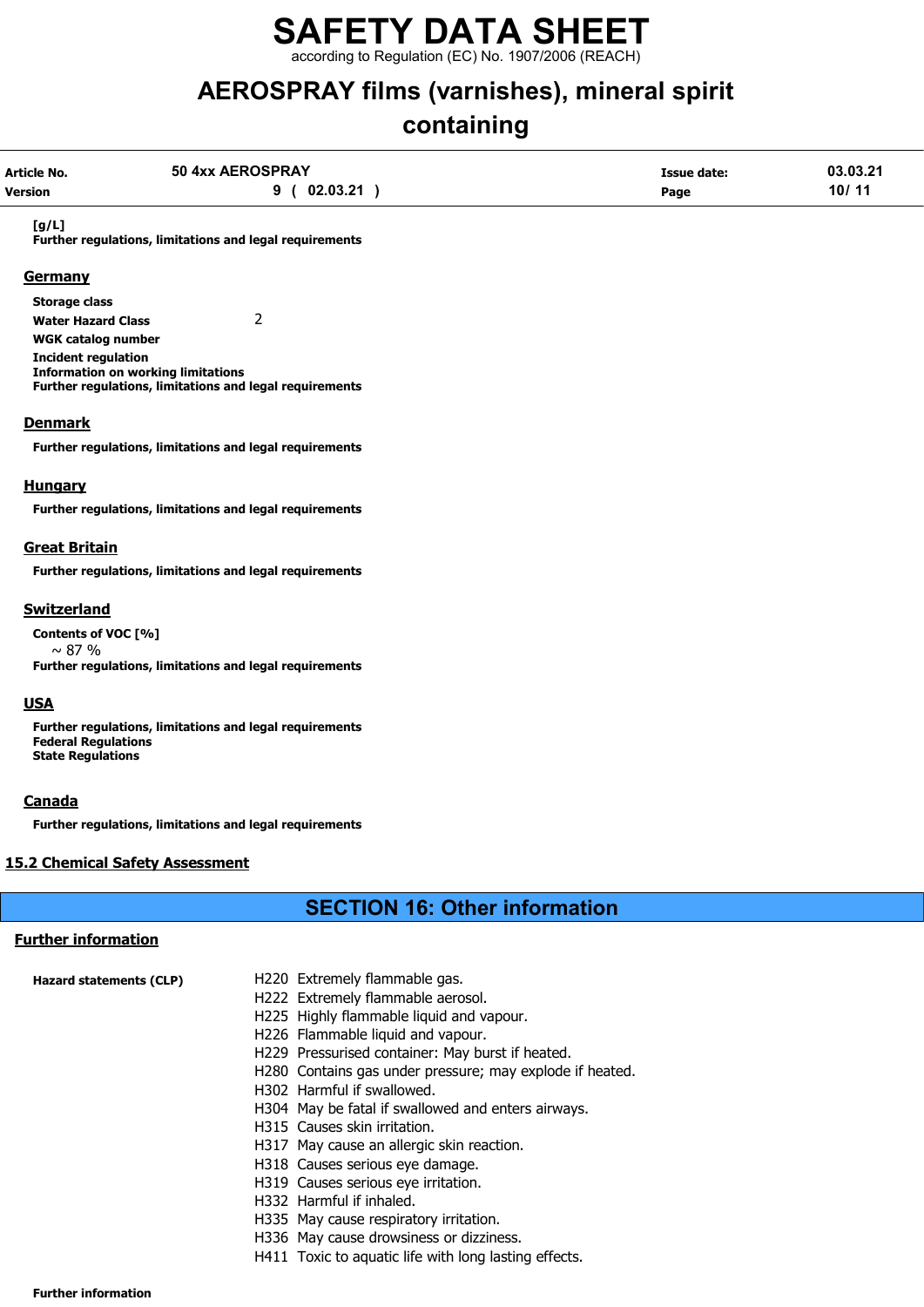**[g/L]**

**Further regulations, limitations and legal requirements**

### Germany

**Storage class**

**Water Hazard Class** 2

**WGK catalog number**

**Incident regulation**

**Information on working limitations**

**Further regulations, limitations and legal requirements**

### Denmark

**Further regulations, limitations and legal requirements**

### Hungary

**Further regulations, limitations and legal requirements**

### Great Britain

**Further regulations, limitations and legal requirements**

### Switzerland

**Contents of VOC [%]**

~ 87 %

**Further regulations, limitations and legal requirements**

### USA

**Further regulations, limitations and legal requirements**

**Federal Regulations**

**State Regulations**

### Canada

**Further regulations, limitations and legal requirements**

## 15.2 Chemical Safety Assessment

# SECTION 16: Other information

## Further information

**Hazard statements (CLP)**

H220 Extremely flammable gas.
H222 Extremely flammable aerosol.
H225 Highly flammable liquid and vapour.
H226 Flammable liquid and vapour.
H229 Pressurised container: May burst if heated.
H280 Contains gas under pressure; may explode if heated.
H302 Harmful if swallowed.
H304 May be fatal if swallowed and enters airways.
H315 Causes skin irritation.
H317 May cause an allergic skin reaction.
H318 Causes serious eye damage.
H319 Causes serious eye irritation.
H332 Harmful if inhaled.
H335 May cause respiratory irritation.
H336 May cause drowsiness or dizziness.
H411 Toxic to aquatic life with long lasting effects.

**Further information**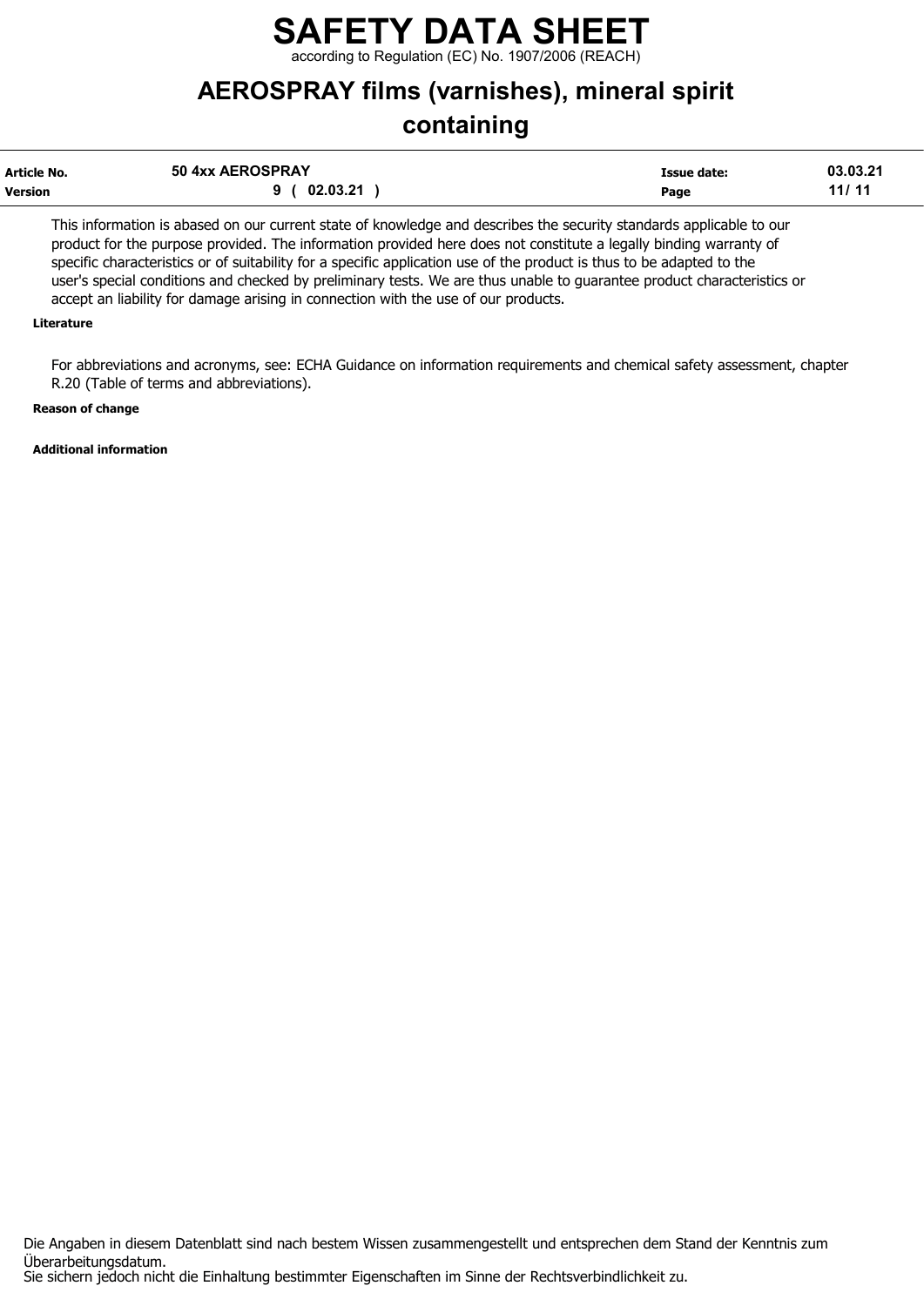This information is abased on our current state of knowledge and describes the security standards applicable to our product for the purpose provided. The information provided here does not constitute a legally binding warranty of specific characteristics or of suitability for a specific application use of the product is thus to be adapted to the user's special conditions and checked by preliminary tests. We are thus unable to guarantee product characteristics or accept an liability for damage arising in connection with the use of our products.

**Literature**

For abbreviations and acronyms, see: ECHA Guidance on information requirements and chemical safety assessment, chapter R.20 (Table of terms and abbreviations).

**Reason of change**

**Additional information**

Die Angaben in diesem Datenblatt sind nach bestem Wissen zusammengestellt und entsprechen dem Stand der Kenntnis zum Überarbeitungsdatum.
Sie sichern jedoch nicht die Einhaltung bestimmter Eigenschaften im Sinne der Rechtsverbindlichkeit zu.